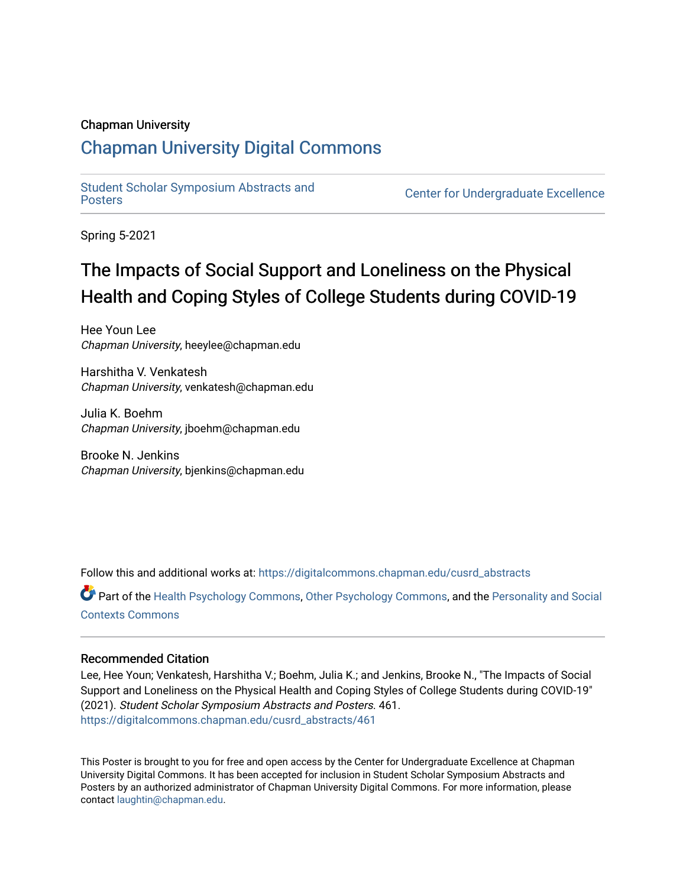Chapman University

## Chapman University Digital Commons

Student Scholar Symposium Abstracts and Posters | Center for Undergraduate Excellence

Spring 5-2021

# The Impacts of Social Support and Loneliness on the Physical Health and Coping Styles of College Students during COVID-19

Hee Youn Lee
*Chapman University*, heeylee@chapman.edu

Harshitha V. Venkatesh
*Chapman University*, venkatesh@chapman.edu

Julia K. Boehm
*Chapman University*, jboehm@chapman.edu

Brooke N. Jenkins
*Chapman University*, bjenkins@chapman.edu

Follow this and additional works at: https://digitalcommons.chapman.edu/cusrd_abstracts

Part of the Health Psychology Commons, Other Psychology Commons, and the Personality and Social Contexts Commons

### Recommended Citation

Lee, Hee Youn; Venkatesh, Harshitha V.; Boehm, Julia K.; and Jenkins, Brooke N., "The Impacts of Social Support and Loneliness on the Physical Health and Coping Styles of College Students during COVID-19" (2021). *Student Scholar Symposium Abstracts and Posters*. 461.
https://digitalcommons.chapman.edu/cusrd_abstracts/461

This Poster is brought to you for free and open access by the Center for Undergraduate Excellence at Chapman University Digital Commons. It has been accepted for inclusion in Student Scholar Symposium Abstracts and Posters by an authorized administrator of Chapman University Digital Commons. For more information, please contact laughtin@chapman.edu.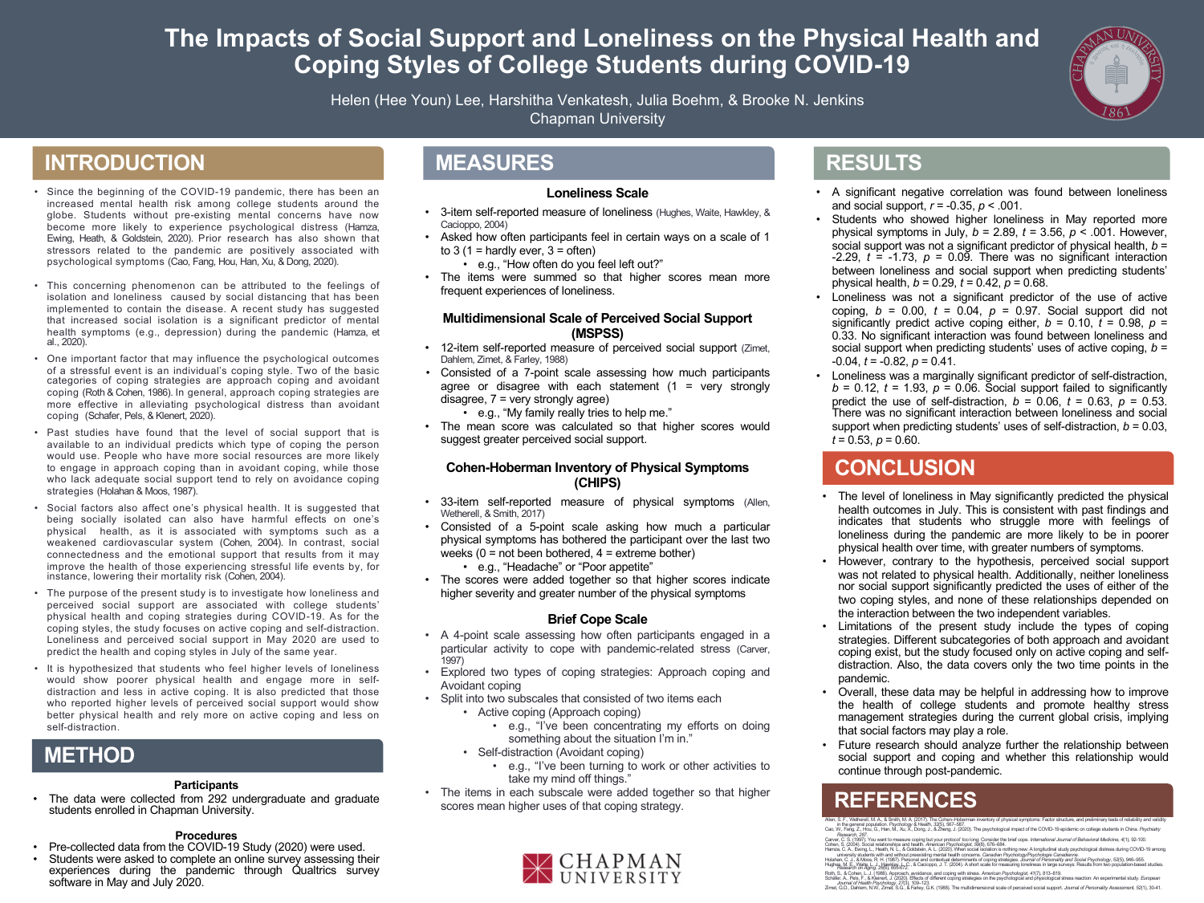# The Impacts of Social Support and Loneliness on the Physical Health and Coping Styles of College Students during COVID-19

Helen (Hee Youn) Lee, Harshitha Venkatesh, Julia Boehm, & Brooke N. Jenkins
Chapman University

## INTRODUCTION

- Since the beginning of the COVID-19 pandemic, there has been an increased mental health risk among college students around the globe. Students without pre-existing mental concerns have now become more likely to experience psychological distress (Hamza, Ewing, Heath, & Goldstein, 2020). Prior research has also shown that stressors related to the pandemic are positively associated with psychological symptoms (Cao, Fang, Hou, Han, Xu, & Dong, 2020).
- This concerning phenomenon can be attributed to the feelings of isolation and loneliness caused by social distancing that has been implemented to contain the disease. A recent study has suggested that increased social isolation is a significant predictor of mental health symptoms (e.g., depression) during the pandemic (Hamza, et al., 2020).
- One important factor that may influence the psychological outcomes of a stressful event is an individual's coping style. Two of the basic categories of coping strategies are approach coping and avoidant coping (Roth & Cohen, 1986). In general, approach coping strategies are more effective in alleviating psychological distress than avoidant coping (Schafer, Pels, & Klenert, 2020).
- Past studies have found that the level of social support that is available to an individual predicts which type of coping the person would use. People who have more social resources are more likely to engage in approach coping than in avoidant coping, while those who lack adequate social support tend to rely on avoidance coping strategies (Holahan & Moos, 1987).
- Social factors also affect one's physical health. It is suggested that being socially isolated can also have harmful effects on one's physical health, as it is associated with symptoms such as a weakened cardiovascular system (Cohen, 2004). In contrast, social connectedness and the emotional support that results from it may improve the health of those experiencing stressful life events by, for instance, lowering their mortality risk (Cohen, 2004).
- The purpose of the present study is to investigate how loneliness and perceived social support are associated with college students' physical health and coping strategies during COVID-19. As for the coping styles, the study focuses on active coping and self-distraction. Loneliness and perceived social support in May 2020 are used to predict the health and coping styles in July of the same year.
- It is hypothesized that students who feel higher levels of loneliness would show poorer physical health and engage more in self-distraction and less in active coping. It is also predicted that those who reported higher levels of perceived social support would show better physical health and rely more on active coping and less on self-distraction.

## METHOD

**Participants**

- The data were collected from 292 undergraduate and graduate students enrolled in Chapman University.

**Procedures**

- Pre-collected data from the COVID-19 Study (2020) were used.
- Students were asked to complete an online survey assessing their experiences during the pandemic through Qualtrics survey software in May and July 2020.

## MEASURES

**Loneliness Scale**

- 3-item self-reported measure of loneliness (Hughes, Waite, Hawkley, & Cacioppo, 2004)
- Asked how often participants feel in certain ways on a scale of 1 to 3 (1 = hardly ever, 3 = often)
  - e.g., "How often do you feel left out?"
- The items were summed so that higher scores mean more frequent experiences of loneliness.

**Multidimensional Scale of Perceived Social Support (MSPSS)**

- 12-item self-reported measure of perceived social support (Zimet, Dahlem, Zimet, & Farley, 1988)
- Consisted of a 7-point scale assessing how much participants agree or disagree with each statement (1 = very strongly disagree, 7 = very strongly agree)
  - e.g., "My family really tries to help me."
- The mean score was calculated so that higher scores would suggest greater perceived social support.

**Cohen-Hoberman Inventory of Physical Symptoms (CHIPS)**

- 33-item self-reported measure of physical symptoms (Allen, Wetherell, & Smith, 2017)
- Consisted of a 5-point scale asking how much a particular physical symptoms has bothered the participant over the last two weeks (0 = not been bothered, 4 = extreme bother)
  - e.g., "Headache" or "Poor appetite"
- The scores were added together so that higher scores indicate higher severity and greater number of the physical symptoms

**Brief Cope Scale**

- A 4-point scale assessing how often participants engaged in a particular activity to cope with pandemic-related stress (Carver, 1997)
- Explored two types of coping strategies: Approach coping and Avoidant coping
- Split into two subscales that consisted of two items each
  - Active coping (Approach coping)
    - e.g., "I've been concentrating my efforts on doing something about the situation I'm in."
  - Self-distraction (Avoidant coping)
    - e.g., "I've been turning to work or other activities to take my mind off things."
- The items in each subscale were added together so that higher scores mean higher uses of that coping strategy.

## RESULTS

- A significant negative correlation was found between loneliness and social support, $r = -0.35$, $p < .001$.
- Students who showed higher loneliness in May reported more physical symptoms in July, $b = 2.89$, $t = 3.56$, $p < .001$. However, social support was not a significant predictor of physical health, $b = -2.29$, $t = -1.73$, $p = 0.09$. There was no significant interaction between loneliness and social support when predicting students' physical health, $b = 0.29$, $t = 0.42$, $p = 0.68$.
- Loneliness was not a significant predictor of the use of active coping, $b = 0.00$, $t = 0.04$, $p = 0.97$. Social support did not significantly predict active coping either, $b = 0.10$, $t = 0.98$, $p = 0.33$. No significant interaction was found between loneliness and social support when predicting students' uses of active coping, $b = -0.04$, $t = -0.82$, $p = 0.41$.
- Loneliness was a marginally significant predictor of self-distraction, $b = 0.12$, $t = 1.93$, $p = 0.06$. Social support failed to significantly predict the use of self-distraction, $b = 0.06$, $t = 0.63$, $p = 0.53$. There was no significant interaction between loneliness and social support when predicting students' uses of self-distraction, $b = 0.03$, $t = 0.53$, $p = 0.60$.

## CONCLUSION

- The level of loneliness in May significantly predicted the physical health outcomes in July. This is consistent with past findings and indicates that students who struggle more with feelings of loneliness during the pandemic are more likely to be in poorer physical health over time, with greater numbers of symptoms.
- However, contrary to the hypothesis, perceived social support was not related to physical health. Additionally, neither loneliness nor social support significantly predicted the uses of either of the two coping styles, and none of these relationships depended on the interaction between the two independent variables.
- Limitations of the present study include the types of coping strategies. Different subcategories of both approach and avoidant coping exist, but the study focused only on active coping and self-distraction. Also, the data covers only the two time points in the pandemic.
- Overall, these data may be helpful in addressing how to improve the health of college students and promote healthy stress management strategies during the current global crisis, implying that social factors may play a role.
- Future research should analyze further the relationship between social support and coping and whether this relationship would continue through post-pandemic.

## REFERENCES

Allen, S. F., Wetherell, M. A., & Smith, M. A. (2017). The Cohen-Hoberman inventory of physical symptoms: Factor structure, and preliminary tests of reliability and validity in the general population. *Psychology & Health, 32*(5), 567–587.
Cao, W., Fang, Z., Hou, G., Han, M., Xu, X., Dong, J., & Zheng, J. (2020). The psychological impact of the COVID-19 epidemic on college students in China. *Psychiatry Research, 287.*
Carver, C. S. (1997). You want to measure coping but your protocol' too long: Consider the brief cope. *International Journal of Behavioral Medicine, 4*(1), 92-100.
Cohen, S. (2004). Social relationships and health. *American Psychologist, 59*(8), 676–684.
Hamza, C. A., Ewing, L., Heath, N. L., & Goldstein, A. L. (2020). When social isolation is nothing new: A longitudinal study psychological distress during COVID-19 among university students with and without preexisting mental health concerns. *Canadian Psychology/Psychologie Canadienne.*
Holahan, C. J., & Moos, R. H. (1987). Personal and contextual determinants of coping strategies. *Journal of Personality and Social Psychology, 52*(5), 946–955.
Hughes, M. E., Waite, L. J., Hawkley, L. C., & Cacioppo, J. T. (2004). A short scale for measuring loneliness in large surveys: Results from two population-based studies. *Research on Aging, 26*(6), 655-672.
Roth, S., & Cohen, L. J. (1986). Approach, avoidance, and coping with stress. *American Psychologist, 41*(7), 813–819.
Schäfer, A., Pels, F., & Kleinert, J. (2020). Effects of different coping strategies on the psychological and physiological stress reaction: An experimental study. *European Journal of Health Psychology, 27*(3), 109–123.
Zimet, G.D., Dahlem, N.W., Zimet, S.G., & Farley, G.K. (1988). The multidimensional scale of perceived social support. *Journal of Personality Assessment, 52*(1), 30-41.